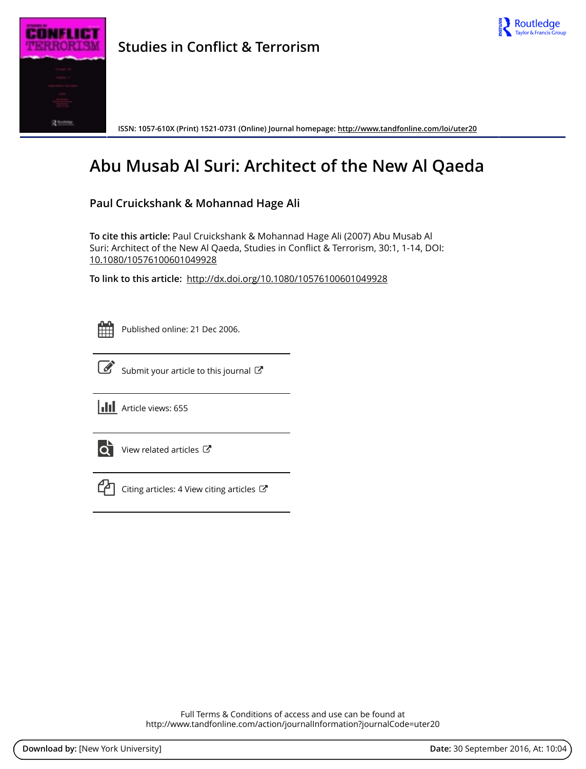# Studies in Conflict & Terrorism

ISSN: 1057-610X (Print) 1521-0731 (Online) Journal homepage: http://www.tandfonline.com/loi/uter20

## Abu Musab Al Suri: Architect of the New Al Qaeda

**Paul Cruickshank & Mohannad Hage Ali**

**To cite this article:** Paul Cruickshank & Mohannad Hage Ali (2007) Abu Musab Al Suri: Architect of the New Al Qaeda, Studies in Conflict & Terrorism, 30:1, 1-14, DOI: 10.1080/10576100601049928

**To link to this article:** http://dx.doi.org/10.1080/10576100601049928

Published online: 21 Dec 2006.

Submit your article to this journal

Article views: 655

View related articles

Citing articles: 4 View citing articles

Full Terms & Conditions of access and use can be found at
http://www.tandfonline.com/action/journalInformation?journalCode=uter20

**Download by:** [New York University] **Date:** 30 September 2016, At: 10:04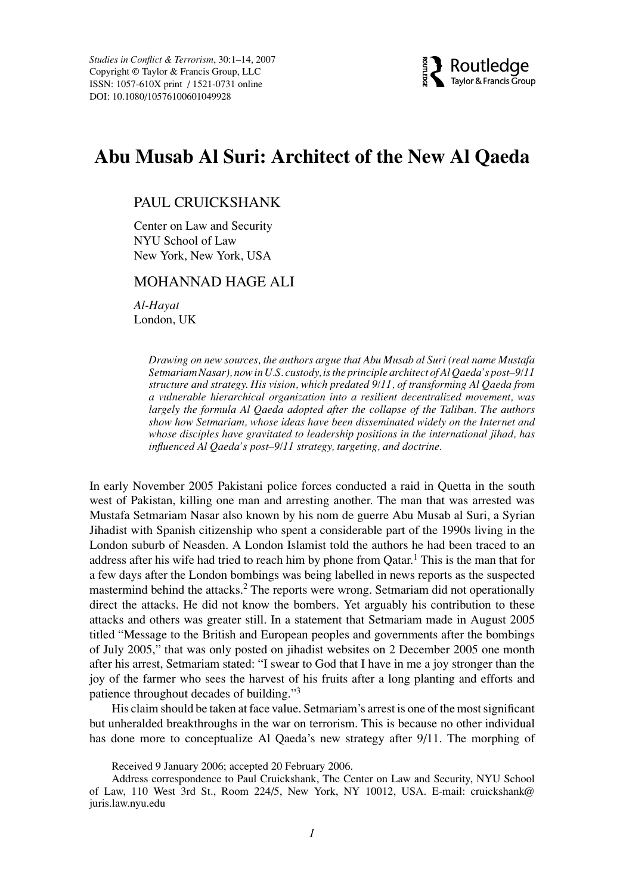# Abu Musab Al Suri: Architect of the New Al Qaeda

PAUL CRUICKSHANK

Center on Law and Security
NYU School of Law
New York, New York, USA

MOHANNAD HAGE ALI

*Al-Hayat*
London, UK

*Drawing on new sources, the authors argue that Abu Musab al Suri (real name Mustafa Setmariam Nasar), now in U.S. custody, is the principle architect of Al Qaeda's post–9/11 structure and strategy. His vision, which predated 9/11, of transforming Al Qaeda from a vulnerable hierarchical organization into a resilient decentralized movement, was largely the formula Al Qaeda adopted after the collapse of the Taliban. The authors show how Setmariam, whose ideas have been disseminated widely on the Internet and whose disciples have gravitated to leadership positions in the international jihad, has influenced Al Qaeda's post–9/11 strategy, targeting, and doctrine.*

In early November 2005 Pakistani police forces conducted a raid in Quetta in the south west of Pakistan, killing one man and arresting another. The man that was arrested was Mustafa Setmariam Nasar also known by his nom de guerre Abu Musab al Suri, a Syrian Jihadist with Spanish citizenship who spent a considerable part of the 1990s living in the London suburb of Neasden. A London Islamist told the authors he had been traced to an address after his wife had tried to reach him by phone from Qatar.[1] This is the man that for a few days after the London bombings was being labelled in news reports as the suspected mastermind behind the attacks.[2] The reports were wrong. Setmariam did not operationally direct the attacks. He did not know the bombers. Yet arguably his contribution to these attacks and others was greater still. In a statement that Setmariam made in August 2005 titled "Message to the British and European peoples and governments after the bombings of July 2005," that was only posted on jihadist websites on 2 December 2005 one month after his arrest, Setmariam stated: "I swear to God that I have in me a joy stronger than the joy of the farmer who sees the harvest of his fruits after a long planting and efforts and patience throughout decades of building."[3]

His claim should be taken at face value. Setmariam's arrest is one of the most significant but unheralded breakthroughs in the war on terrorism. This is because no other individual has done more to conceptualize Al Qaeda's new strategy after 9/11. The morphing of

Received 9 January 2006; accepted 20 February 2006.

Address correspondence to Paul Cruickshank, The Center on Law and Security, NYU School of Law, 110 West 3rd St., Room 224/5, New York, NY 10012, USA. E-mail: cruickshank@juris.law.nyu.edu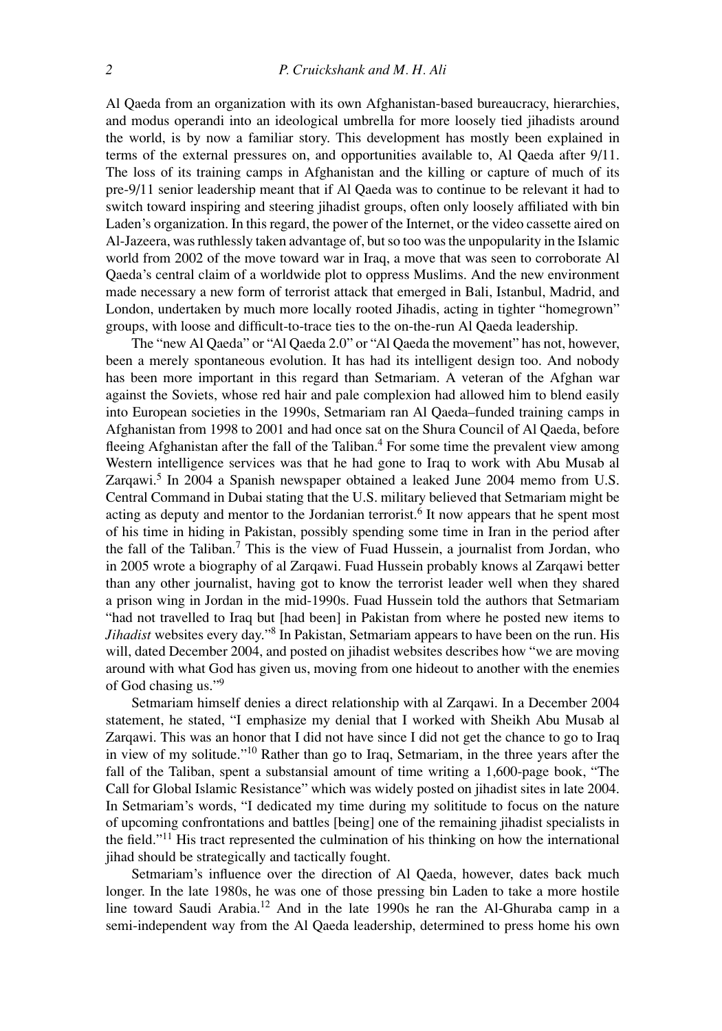Al Qaeda from an organization with its own Afghanistan-based bureaucracy, hierarchies, and modus operandi into an ideological umbrella for more loosely tied jihadists around the world, is by now a familiar story. This development has mostly been explained in terms of the external pressures on, and opportunities available to, Al Qaeda after 9/11. The loss of its training camps in Afghanistan and the killing or capture of much of its pre-9/11 senior leadership meant that if Al Qaeda was to continue to be relevant it had to switch toward inspiring and steering jihadist groups, often only loosely affiliated with bin Laden's organization. In this regard, the power of the Internet, or the video cassette aired on Al-Jazeera, was ruthlessly taken advantage of, but so too was the unpopularity in the Islamic world from 2002 of the move toward war in Iraq, a move that was seen to corroborate Al Qaeda's central claim of a worldwide plot to oppress Muslims. And the new environment made necessary a new form of terrorist attack that emerged in Bali, Istanbul, Madrid, and London, undertaken by much more locally rooted Jihadis, acting in tighter "homegrown" groups, with loose and difficult-to-trace ties to the on-the-run Al Qaeda leadership.

The "new Al Qaeda" or "Al Qaeda 2.0" or "Al Qaeda the movement" has not, however, been a merely spontaneous evolution. It has had its intelligent design too. And nobody has been more important in this regard than Setmariam. A veteran of the Afghan war against the Soviets, whose red hair and pale complexion had allowed him to blend easily into European societies in the 1990s, Setmariam ran Al Qaeda–funded training camps in Afghanistan from 1998 to 2001 and had once sat on the Shura Council of Al Qaeda, before fleeing Afghanistan after the fall of the Taliban.[4] For some time the prevalent view among Western intelligence services was that he had gone to Iraq to work with Abu Musab al Zarqawi.[5] In 2004 a Spanish newspaper obtained a leaked June 2004 memo from U.S. Central Command in Dubai stating that the U.S. military believed that Setmariam might be acting as deputy and mentor to the Jordanian terrorist.[6] It now appears that he spent most of his time in hiding in Pakistan, possibly spending some time in Iran in the period after the fall of the Taliban.[7] This is the view of Fuad Hussein, a journalist from Jordan, who in 2005 wrote a biography of al Zarqawi. Fuad Hussein probably knows al Zarqawi better than any other journalist, having got to know the terrorist leader well when they shared a prison wing in Jordan in the mid-1990s. Fuad Hussein told the authors that Setmariam "had not travelled to Iraq but [had been] in Pakistan from where he posted new items to *Jihadist* websites every day."[8] In Pakistan, Setmariam appears to have been on the run. His will, dated December 2004, and posted on jihadist websites describes how "we are moving around with what God has given us, moving from one hideout to another with the enemies of God chasing us."[9]

Setmariam himself denies a direct relationship with al Zarqawi. In a December 2004 statement, he stated, "I emphasize my denial that I worked with Sheikh Abu Musab al Zarqawi. This was an honor that I did not have since I did not get the chance to go to Iraq in view of my solitude."[10] Rather than go to Iraq, Setmariam, in the three years after the fall of the Taliban, spent a substansial amount of time writing a 1,600-page book, "The Call for Global Islamic Resistance" which was widely posted on jihadist sites in late 2004. In Setmariam's words, "I dedicated my time during my solititude to focus on the nature of upcoming confrontations and battles [being] one of the remaining jihadist specialists in the field."[11] His tract represented the culmination of his thinking on how the international jihad should be strategically and tactically fought.

Setmariam's influence over the direction of Al Qaeda, however, dates back much longer. In the late 1980s, he was one of those pressing bin Laden to take a more hostile line toward Saudi Arabia.[12] And in the late 1990s he ran the Al-Ghuraba camp in a semi-independent way from the Al Qaeda leadership, determined to press home his own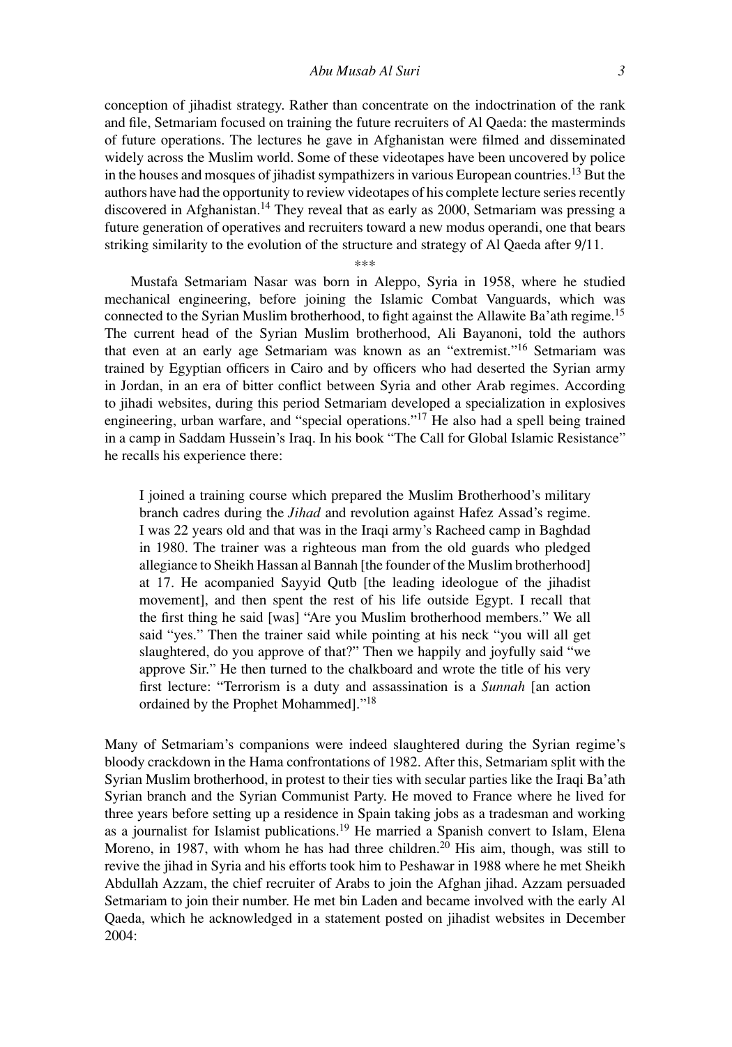conception of jihadist strategy. Rather than concentrate on the indoctrination of the rank and file, Setmariam focused on training the future recruiters of Al Qaeda: the masterminds of future operations. The lectures he gave in Afghanistan were filmed and disseminated widely across the Muslim world. Some of these videotapes have been uncovered by police in the houses and mosques of jihadist sympathizers in various European countries.[13] But the authors have had the opportunity to review videotapes of his complete lecture series recently discovered in Afghanistan.[14] They reveal that as early as 2000, Setmariam was pressing a future generation of operatives and recruiters toward a new modus operandi, one that bears striking similarity to the evolution of the structure and strategy of Al Qaeda after 9/11.

\*\*\*

Mustafa Setmariam Nasar was born in Aleppo, Syria in 1958, where he studied mechanical engineering, before joining the Islamic Combat Vanguards, which was connected to the Syrian Muslim brotherhood, to fight against the Allawite Ba'ath regime.[15] The current head of the Syrian Muslim brotherhood, Ali Bayanoni, told the authors that even at an early age Setmariam was known as an "extremist."[16] Setmariam was trained by Egyptian officers in Cairo and by officers who had deserted the Syrian army in Jordan, in an era of bitter conflict between Syria and other Arab regimes. According to jihadi websites, during this period Setmariam developed a specialization in explosives engineering, urban warfare, and "special operations."[17] He also had a spell being trained in a camp in Saddam Hussein's Iraq. In his book "The Call for Global Islamic Resistance" he recalls his experience there:

> I joined a training course which prepared the Muslim Brotherhood's military branch cadres during the *Jihad* and revolution against Hafez Assad's regime. I was 22 years old and that was in the Iraqi army's Racheed camp in Baghdad in 1980. The trainer was a righteous man from the old guards who pledged allegiance to Sheikh Hassan al Bannah [the founder of the Muslim brotherhood] at 17. He acompanied Sayyid Qutb [the leading ideologue of the jihadist movement], and then spent the rest of his life outside Egypt. I recall that the first thing he said [was] "Are you Muslim brotherhood members." We all said "yes." Then the trainer said while pointing at his neck "you will all get slaughtered, do you approve of that?" Then we happily and joyfully said "we approve Sir." He then turned to the chalkboard and wrote the title of his very first lecture: "Terrorism is a duty and assassination is a *Sunnah* [an action ordained by the Prophet Mohammed]."[18]

Many of Setmariam's companions were indeed slaughtered during the Syrian regime's bloody crackdown in the Hama confrontations of 1982. After this, Setmariam split with the Syrian Muslim brotherhood, in protest to their ties with secular parties like the Iraqi Ba'ath Syrian branch and the Syrian Communist Party. He moved to France where he lived for three years before setting up a residence in Spain taking jobs as a tradesman and working as a journalist for Islamist publications.[19] He married a Spanish convert to Islam, Elena Moreno, in 1987, with whom he has had three children.[20] His aim, though, was still to revive the jihad in Syria and his efforts took him to Peshawar in 1988 where he met Sheikh Abdullah Azzam, the chief recruiter of Arabs to join the Afghan jihad. Azzam persuaded Setmariam to join their number. He met bin Laden and became involved with the early Al Qaeda, which he acknowledged in a statement posted on jihadist websites in December 2004: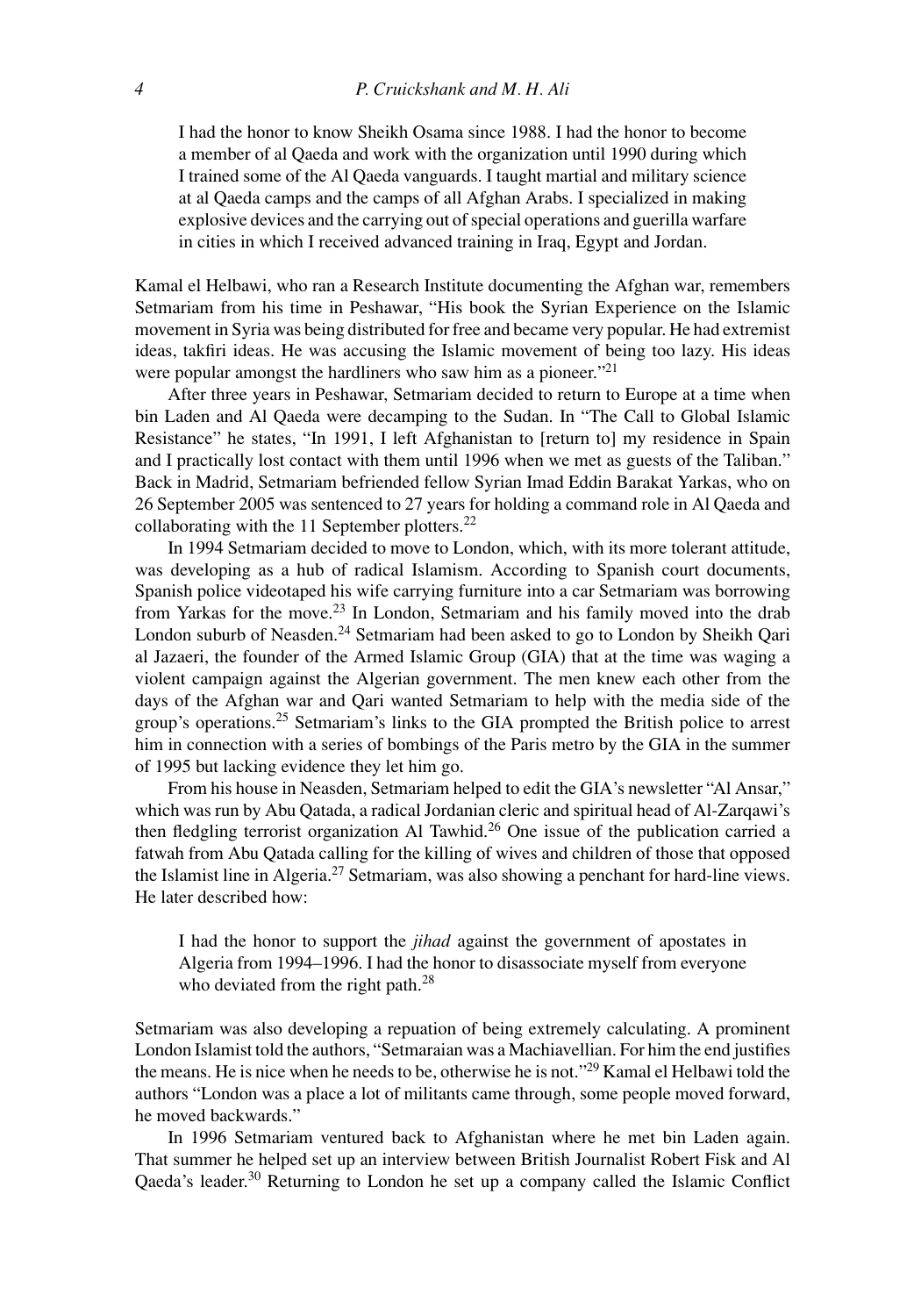> I had the honor to know Sheikh Osama since 1988. I had the honor to become a member of al Qaeda and work with the organization until 1990 during which I trained some of the Al Qaeda vanguards. I taught martial and military science at al Qaeda camps and the camps of all Afghan Arabs. I specialized in making explosive devices and the carrying out of special operations and guerilla warfare in cities in which I received advanced training in Iraq, Egypt and Jordan.

Kamal el Helbawi, who ran a Research Institute documenting the Afghan war, remembers Setmariam from his time in Peshawar, "His book the Syrian Experience on the Islamic movement in Syria was being distributed for free and became very popular. He had extremist ideas, takfiri ideas. He was accusing the Islamic movement of being too lazy. His ideas were popular amongst the hardliners who saw him as a pioneer."[21]

After three years in Peshawar, Setmariam decided to return to Europe at a time when bin Laden and Al Qaeda were decamping to the Sudan. In "The Call to Global Islamic Resistance" he states, "In 1991, I left Afghanistan to [return to] my residence in Spain and I practically lost contact with them until 1996 when we met as guests of the Taliban." Back in Madrid, Setmariam befriended fellow Syrian Imad Eddin Barakat Yarkas, who on 26 September 2005 was sentenced to 27 years for holding a command role in Al Qaeda and collaborating with the 11 September plotters.[22]

In 1994 Setmariam decided to move to London, which, with its more tolerant attitude, was developing as a hub of radical Islamism. According to Spanish court documents, Spanish police videotaped his wife carrying furniture into a car Setmariam was borrowing from Yarkas for the move.[23] In London, Setmariam and his family moved into the drab London suburb of Neasden.[24] Setmariam had been asked to go to London by Sheikh Qari al Jazaeri, the founder of the Armed Islamic Group (GIA) that at the time was waging a violent campaign against the Algerian government. The men knew each other from the days of the Afghan war and Qari wanted Setmariam to help with the media side of the group's operations.[25] Setmariam's links to the GIA prompted the British police to arrest him in connection with a series of bombings of the Paris metro by the GIA in the summer of 1995 but lacking evidence they let him go.

From his house in Neasden, Setmariam helped to edit the GIA's newsletter "Al Ansar," which was run by Abu Qatada, a radical Jordanian cleric and spiritual head of Al-Zarqawi's then fledgling terrorist organization Al Tawhid.[26] One issue of the publication carried a fatwah from Abu Qatada calling for the killing of wives and children of those that opposed the Islamist line in Algeria.[27] Setmariam, was also showing a penchant for hard-line views. He later described how:

> I had the honor to support the *jihad* against the government of apostates in Algeria from 1994–1996. I had the honor to disassociate myself from everyone who deviated from the right path.[28]

Setmariam was also developing a repuation of being extremely calculating. A prominent London Islamist told the authors, "Setmaraian was a Machiavellian. For him the end justifies the means. He is nice when he needs to be, otherwise he is not."[29] Kamal el Helbawi told the authors "London was a place a lot of militants came through, some people moved forward, he moved backwards."

In 1996 Setmariam ventured back to Afghanistan where he met bin Laden again. That summer he helped set up an interview between British Journalist Robert Fisk and Al Qaeda's leader.[30] Returning to London he set up a company called the Islamic Conflict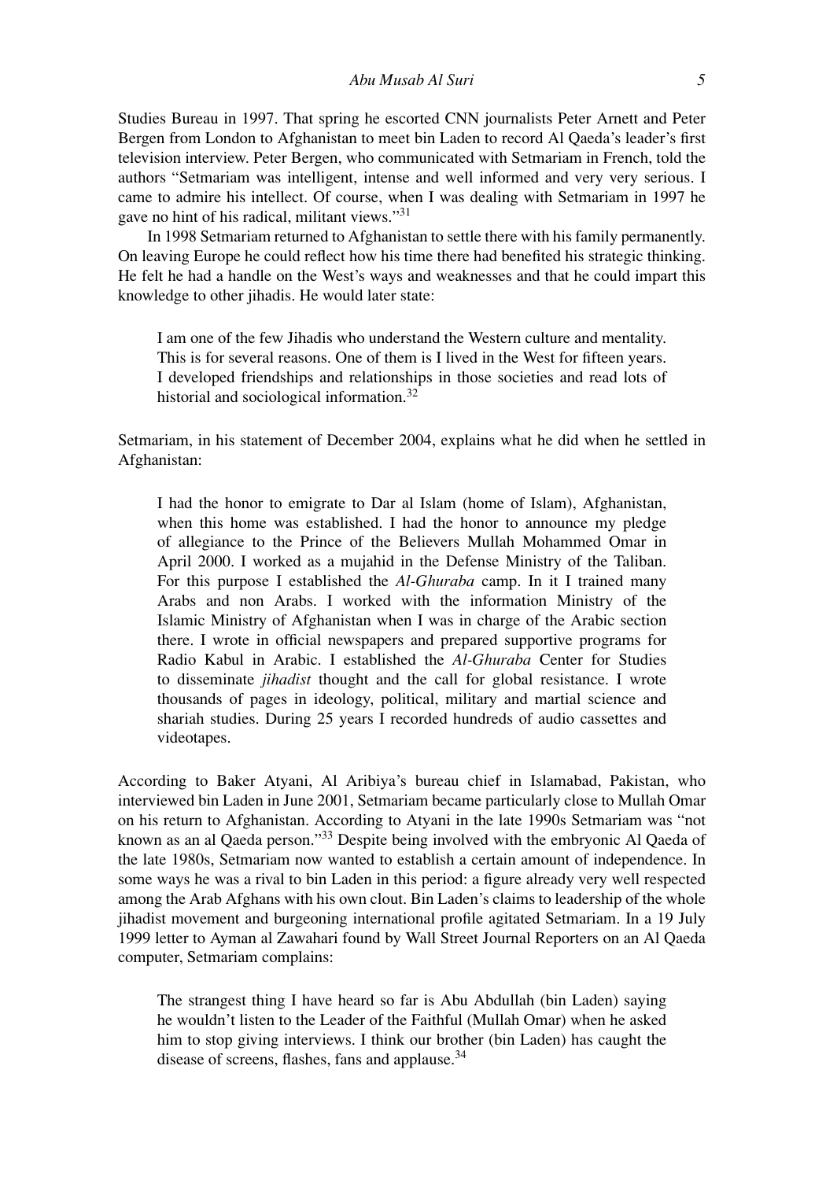Studies Bureau in 1997. That spring he escorted CNN journalists Peter Arnett and Peter Bergen from London to Afghanistan to meet bin Laden to record Al Qaeda's leader's first television interview. Peter Bergen, who communicated with Setmariam in French, told the authors "Setmariam was intelligent, intense and well informed and very very serious. I came to admire his intellect. Of course, when I was dealing with Setmariam in 1997 he gave no hint of his radical, militant views."[31]

In 1998 Setmariam returned to Afghanistan to settle there with his family permanently. On leaving Europe he could reflect how his time there had benefited his strategic thinking. He felt he had a handle on the West's ways and weaknesses and that he could impart this knowledge to other jihadis. He would later state:

> I am one of the few Jihadis who understand the Western culture and mentality. This is for several reasons. One of them is I lived in the West for fifteen years. I developed friendships and relationships in those societies and read lots of historial and sociological information.[32]

Setmariam, in his statement of December 2004, explains what he did when he settled in Afghanistan:

> I had the honor to emigrate to Dar al Islam (home of Islam), Afghanistan, when this home was established. I had the honor to announce my pledge of allegiance to the Prince of the Believers Mullah Mohammed Omar in April 2000. I worked as a mujahid in the Defense Ministry of the Taliban. For this purpose I established the *Al-Ghuraba* camp. In it I trained many Arabs and non Arabs. I worked with the information Ministry of the Islamic Ministry of Afghanistan when I was in charge of the Arabic section there. I wrote in official newspapers and prepared supportive programs for Radio Kabul in Arabic. I established the *Al-Ghuraba* Center for Studies to disseminate *jihadist* thought and the call for global resistance. I wrote thousands of pages in ideology, political, military and martial science and shariah studies. During 25 years I recorded hundreds of audio cassettes and videotapes.

According to Baker Atyani, Al Aribiya's bureau chief in Islamabad, Pakistan, who interviewed bin Laden in June 2001, Setmariam became particularly close to Mullah Omar on his return to Afghanistan. According to Atyani in the late 1990s Setmariam was "not known as an al Qaeda person."[33] Despite being involved with the embryonic Al Qaeda of the late 1980s, Setmariam now wanted to establish a certain amount of independence. In some ways he was a rival to bin Laden in this period: a figure already very well respected among the Arab Afghans with his own clout. Bin Laden's claims to leadership of the whole jihadist movement and burgeoning international profile agitated Setmariam. In a 19 July 1999 letter to Ayman al Zawahari found by Wall Street Journal Reporters on an Al Qaeda computer, Setmariam complains:

> The strangest thing I have heard so far is Abu Abdullah (bin Laden) saying he wouldn't listen to the Leader of the Faithful (Mullah Omar) when he asked him to stop giving interviews. I think our brother (bin Laden) has caught the disease of screens, flashes, fans and applause.[34]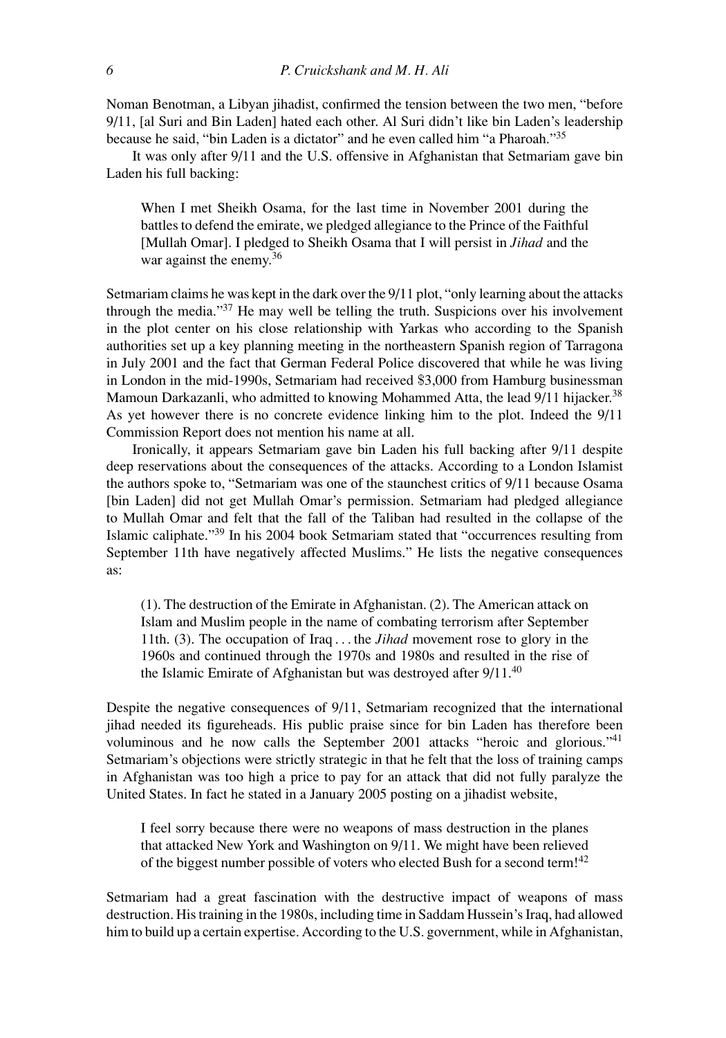Noman Benotman, a Libyan jihadist, confirmed the tension between the two men, "before 9/11, [al Suri and Bin Laden] hated each other. Al Suri didn't like bin Laden's leadership because he said, "bin Laden is a dictator" and he even called him "a Pharoah."[35]

It was only after 9/11 and the U.S. offensive in Afghanistan that Setmariam gave bin Laden his full backing:

> When I met Sheikh Osama, for the last time in November 2001 during the battles to defend the emirate, we pledged allegiance to the Prince of the Faithful [Mullah Omar]. I pledged to Sheikh Osama that I will persist in *Jihad* and the war against the enemy.[36]

Setmariam claims he was kept in the dark over the 9/11 plot, "only learning about the attacks through the media."[37] He may well be telling the truth. Suspicions over his involvement in the plot center on his close relationship with Yarkas who according to the Spanish authorities set up a key planning meeting in the northeastern Spanish region of Tarragona in July 2001 and the fact that German Federal Police discovered that while he was living in London in the mid-1990s, Setmariam had received \$3,000 from Hamburg businessman Mamoun Darkazanli, who admitted to knowing Mohammed Atta, the lead 9/11 hijacker.[38] As yet however there is no concrete evidence linking him to the plot. Indeed the 9/11 Commission Report does not mention his name at all.

Ironically, it appears Setmariam gave bin Laden his full backing after 9/11 despite deep reservations about the consequences of the attacks. According to a London Islamist the authors spoke to, "Setmariam was one of the staunchest critics of 9/11 because Osama [bin Laden] did not get Mullah Omar's permission. Setmariam had pledged allegiance to Mullah Omar and felt that the fall of the Taliban had resulted in the collapse of the Islamic caliphate."[39] In his 2004 book Setmariam stated that "occurrences resulting from September 11th have negatively affected Muslims." He lists the negative consequences as:

> (1). The destruction of the Emirate in Afghanistan. (2). The American attack on Islam and Muslim people in the name of combating terrorism after September 11th. (3). The occupation of Iraq . . . the *Jihad* movement rose to glory in the 1960s and continued through the 1970s and 1980s and resulted in the rise of the Islamic Emirate of Afghanistan but was destroyed after 9/11.[40]

Despite the negative consequences of 9/11, Setmariam recognized that the international jihad needed its figureheads. His public praise since for bin Laden has therefore been voluminous and he now calls the September 2001 attacks "heroic and glorious."[41] Setmariam's objections were strictly strategic in that he felt that the loss of training camps in Afghanistan was too high a price to pay for an attack that did not fully paralyze the United States. In fact he stated in a January 2005 posting on a jihadist website,

> I feel sorry because there were no weapons of mass destruction in the planes that attacked New York and Washington on 9/11. We might have been relieved of the biggest number possible of voters who elected Bush for a second term![42]

Setmariam had a great fascination with the destructive impact of weapons of mass destruction. His training in the 1980s, including time in Saddam Hussein's Iraq, had allowed him to build up a certain expertise. According to the U.S. government, while in Afghanistan,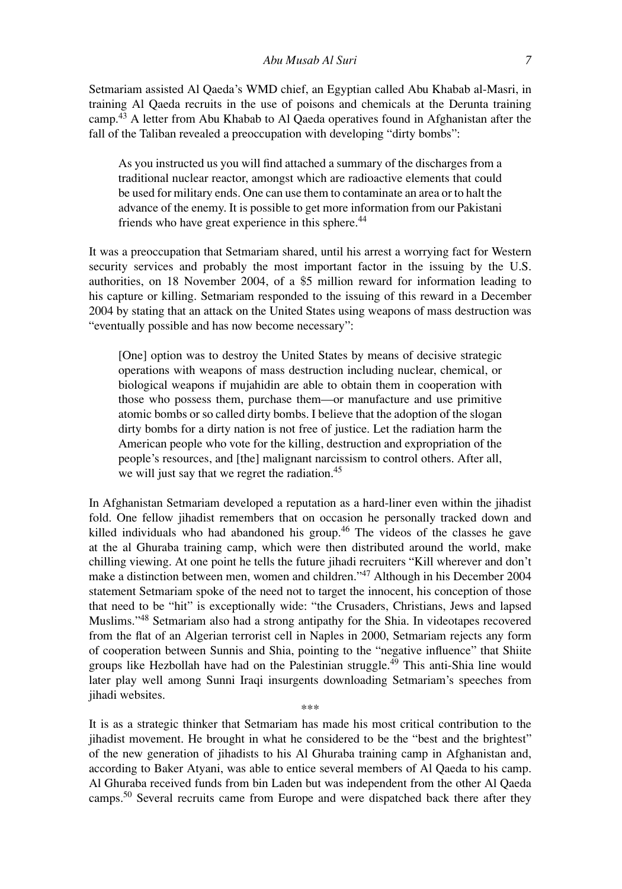Setmariam assisted Al Qaeda's WMD chief, an Egyptian called Abu Khabab al-Masri, in training Al Qaeda recruits in the use of poisons and chemicals at the Deruntra training camp.[43] A letter from Abu Khabab to Al Qaeda operatives found in Afghanistan after the fall of the Taliban revealed a preoccupation with developing "dirty bombs":

> As you instructed us you will find attached a summary of the discharges from a traditional nuclear reactor, amongst which are radioactive elements that could be used for military ends. One can use them to contaminate an area or to halt the advance of the enemy. It is possible to get more information from our Pakistani friends who have great experience in this sphere.[44]

It was a preoccupation that Setmariam shared, until his arrest a worrying fact for Western security services and probably the most important factor in the issuing by the U.S. authorities, on 18 November 2004, of a $5 million reward for information leading to his capture or killing. Setmariam responded to the issuing of this reward in a December 2004 by stating that an attack on the United States using weapons of mass destruction was "eventually possible and has now become necessary":

> [One] option was to destroy the United States by means of decisive strategic operations with weapons of mass destruction including nuclear, chemical, or biological weapons if mujahidin are able to obtain them in cooperation with those who possess them, purchase them—or manufacture and use primitive atomic bombs or so called dirty bombs. I believe that the adoption of the slogan dirty bombs for a dirty nation is not free of justice. Let the radiation harm the American people who vote for the killing, destruction and expropriation of the people's resources, and [the] malignant narcissism to control others. After all, we will just say that we regret the radiation.[45]

In Afghanistan Setmariam developed a reputation as a hard-liner even within the jihadist fold. One fellow jihadist remembers that on occasion he personally tracked down and killed individuals who had abandoned his group.[46] The videos of the classes he gave at the al Ghuraba training camp, which were then distributed around the world, make chilling viewing. At one point he tells the future jihadi recruiters "Kill wherever and don't make a distinction between men, women and children."[47] Although in his December 2004 statement Setmariam spoke of the need not to target the innocent, his conception of those that need to be "hit" is exceptionally wide: "the Crusaders, Christians, Jews and lapsed Muslims."[48] Setmariam also had a strong antipathy for the Shia. In videotapes recovered from the flat of an Algerian terrorist cell in Naples in 2000, Setmariam rejects any form of cooperation between Sunnis and Shia, pointing to the "negative influence" that Shiite groups like Hezbollah have had on the Palestinian struggle.[49] This anti-Shia line would later play well among Sunni Iraqi insurgents downloading Setmariam's speeches from jihadi websites.

\*\*\*

It is as a strategic thinker that Setmariam has made his most critical contribution to the jihadist movement. He brought in what he considered to be the "best and the brightest" of the new generation of jihadists to his Al Ghuraba training camp in Afghanistan and, according to Baker Atyani, was able to entice several members of Al Qaeda to his camp. Al Ghuraba received funds from bin Laden but was independent from the other Al Qaeda camps.[50] Several recruits came from Europe and were dispatched back there after they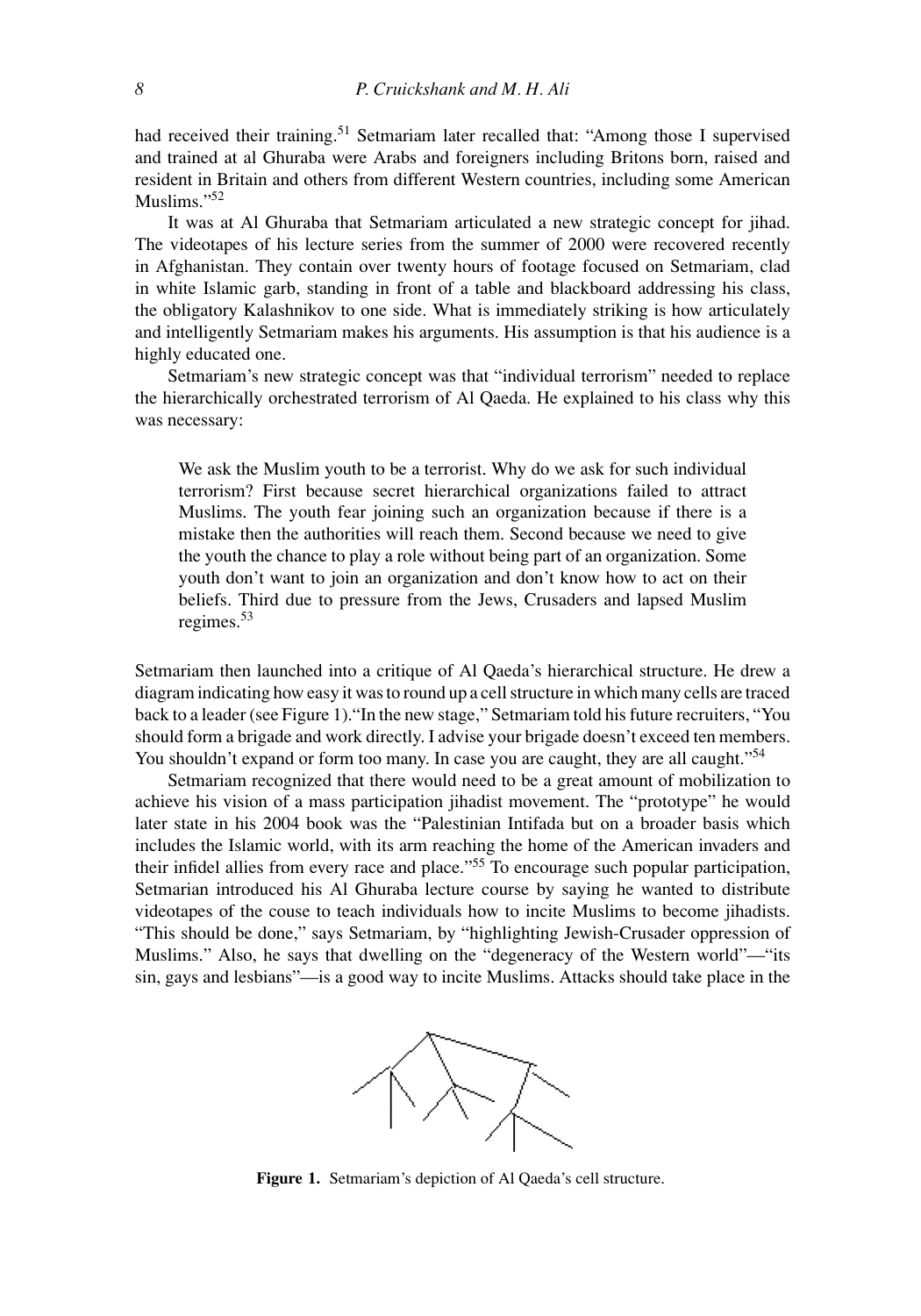had received their training.[51] Setmariam later recalled that: "Among those I supervised and trained at al Ghuraba were Arabs and foreigners including Britons born, raised and resident in Britain and others from different Western countries, including some American Muslims."[52]

It was at Al Ghuraba that Setmariam articulated a new strategic concept for jihad. The videotapes of his lecture series from the summer of 2000 were recovered recently in Afghanistan. They contain over twenty hours of footage focused on Setmariam, clad in white Islamic garb, standing in front of a table and blackboard addressing his class, the obligatory Kalashnikov to one side. What is immediately striking is how articulately and intelligently Setmariam makes his arguments. His assumption is that his audience is a highly educated one.

Setmariam's new strategic concept was that "individual terrorism" needed to replace the hierarchically orchestrated terrorism of Al Qaeda. He explained to his class why this was necessary:

> We ask the Muslim youth to be a terrorist. Why do we ask for such individual terrorism? First because secret hierarchical organizations failed to attract Muslims. The youth fear joining such an organization because if there is a mistake then the authorities will reach them. Second because we need to give the youth the chance to play a role without being part of an organization. Some youth don't want to join an organization and don't know how to act on their beliefs. Third due to pressure from the Jews, Crusaders and lapsed Muslim regimes.[53]

Setmariam then launched into a critique of Al Qaeda's hierarchical structure. He drew a diagram indicating how easy it was to round up a cell structure in which many cells are traced back to a leader (see Figure 1)."In the new stage," Setmariam told his future recruiters, "You should form a brigade and work directly. I advise your brigade doesn't exceed ten members. You shouldn't expand or form too many. In case you are caught, they are all caught."[54]

Setmariam recognized that there would need to be a great amount of mobilization to achieve his vision of a mass participation jihadist movement. The "prototype" he would later state in his 2004 book was the "Palestinian Intifada but on a broader basis which includes the Islamic world, with its arm reaching the home of the American invaders and their infidel allies from every race and place."[55] To encourage such popular participation, Setmarian introduced his Al Ghuraba lecture course by saying he wanted to distribute videotapes of the couse to teach individuals how to incite Muslims to become jihadists. "This should be done," says Setmariam, by "highlighting Jewish-Crusader oppression of Muslims." Also, he says that dwelling on the "degeneracy of the Western world"—"its sin, gays and lesbians"—is a good way to incite Muslims. Attacks should take place in the

**Figure 1.** Setmariam's depiction of Al Qaeda's cell structure.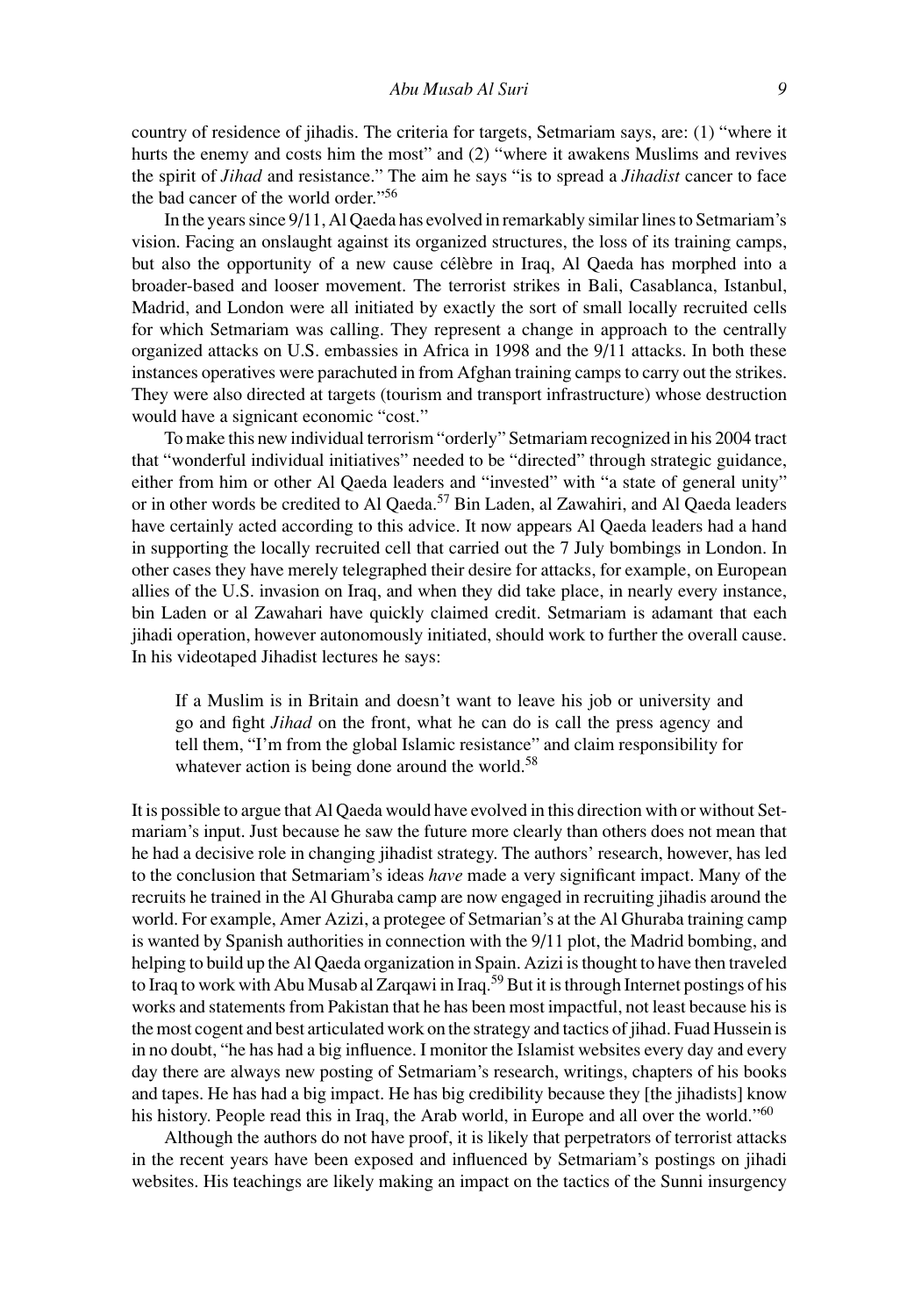country of residence of jihadis. The criteria for targets, Setmariam says, are: (1) "where it hurts the enemy and costs him the most" and (2) "where it awakens Muslims and revives the spirit of *Jihad* and resistance." The aim he says "is to spread a *Jihadist* cancer to face the bad cancer of the world order."[56]

In the years since 9/11, Al Qaeda has evolved in remarkably similar lines to Setmariam's vision. Facing an onslaught against its organized structures, the loss of its training camps, but also the opportunity of a new cause célèbre in Iraq, Al Qaeda has morphed into a broader-based and looser movement. The terrorist strikes in Bali, Casablanca, Istanbul, Madrid, and London were all initiated by exactly the sort of small locally recruited cells for which Setmariam was calling. They represent a change in approach to the centrally organized attacks on U.S. embassies in Africa in 1998 and the 9/11 attacks. In both these instances operatives were parachuted in from Afghan training camps to carry out the strikes. They were also directed at targets (tourism and transport infrastructure) whose destruction would have a signicant economic "cost."

To make this new individual terrorism "orderly" Setmariam recognized in his 2004 tract that "wonderful individual initiatives" needed to be "directed" through strategic guidance, either from him or other Al Qaeda leaders and "invested" with "a state of general unity" or in other words be credited to Al Qaeda.[57] Bin Laden, al Zawahiri, and Al Qaeda leaders have certainly acted according to this advice. It now appears Al Qaeda leaders had a hand in supporting the locally recruited cell that carried out the 7 July bombings in London. In other cases they have merely telegraphed their desire for attacks, for example, on European allies of the U.S. invasion on Iraq, and when they did take place, in nearly every instance, bin Laden or al Zawahari have quickly claimed credit. Setmariam is adamant that each jihadi operation, however autonomously initiated, should work to further the overall cause. In his videotaped Jihadist lectures he says:

> If a Muslim is in Britain and doesn't want to leave his job or university and go and fight *Jihad* on the front, what he can do is call the press agency and tell them, "I'm from the global Islamic resistance" and claim responsibility for whatever action is being done around the world.[58]

It is possible to argue that Al Qaeda would have evolved in this direction with or without Setmariam's input. Just because he saw the future more clearly than others does not mean that he had a decisive role in changing jihadist strategy. The authors' research, however, has led to the conclusion that Setmariam's ideas *have* made a very significant impact. Many of the recruits he trained in the Al Ghuraba camp are now engaged in recruiting jihadis around the world. For example, Amer Azizi, a protegee of Setmarian's at the Al Ghuraba training camp is wanted by Spanish authorities in connection with the 9/11 plot, the Madrid bombing, and helping to build up the Al Qaeda organization in Spain. Azizi is thought to have then traveled to Iraq to work with Abu Musab al Zarqawi in Iraq.[59] But it is through Internet postings of his works and statements from Pakistan that he has been most impactful, not least because his is the most cogent and best articulated work on the strategy and tactics of jihad. Fuad Hussein is in no doubt, "he has had a big influence. I monitor the Islamist websites every day and every day there are always new posting of Setmariam's research, writings, chapters of his books and tapes. He has had a big impact. He has big credibility because they [the jihadists] know his history. People read this in Iraq, the Arab world, in Europe and all over the world."[60]

Although the authors do not have proof, it is likely that perpetrators of terrorist attacks in the recent years have been exposed and influenced by Setmariam's postings on jihadi websites. His teachings are likely making an impact on the tactics of the Sunni insurgency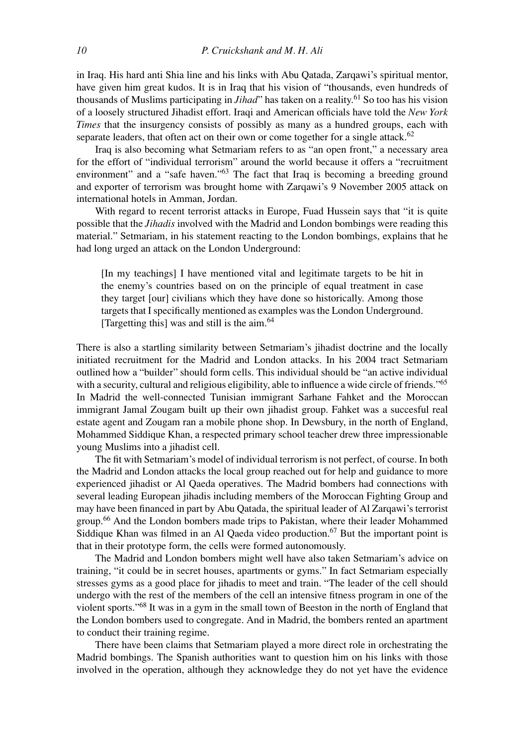in Iraq. His hard anti Shia line and his links with Abu Qatada, Zarqawi's spiritual mentor, have given him great kudos. It is in Iraq that his vision of "thousands, even hundreds of thousands of Muslims participating in *Jihad*" has taken on a reality.[61] So too has his vision of a loosely structured Jihadist effort. Iraqi and American officials have told the *New York Times* that the insurgency consists of possibly as many as a hundred groups, each with separate leaders, that often act on their own or come together for a single attack.[62]

Iraq is also becoming what Setmariam refers to as "an open front," a necessary area for the effort of "individual terrorism" around the world because it offers a "recruitment environment" and a "safe haven."[63] The fact that Iraq is becoming a breeding ground and exporter of terrorism was brought home with Zarqawi's 9 November 2005 attack on international hotels in Amman, Jordan.

With regard to recent terrorist attacks in Europe, Fuad Hussein says that "it is quite possible that the *Jihadis* involved with the Madrid and London bombings were reading this material." Setmariam, in his statement reacting to the London bombings, explains that he had long urged an attack on the London Underground:

> [In my teachings] I have mentioned vital and legitimate targets to be hit in the enemy's countries based on on the principle of equal treatment in case they target [our] civilians which they have done so historically. Among those targets that I specifically mentioned as examples was the London Underground. [Targetting this] was and still is the aim.[64]

There is also a startling similarity between Setmariam's jihadist doctrine and the locally initiated recruitment for the Madrid and London attacks. In his 2004 tract Setmariam outlined how a "builder" should form cells. This individual should be "an active individual with a security, cultural and religious eligibility, able to influence a wide circle of friends."[65] In Madrid the well-connected Tunisian immigrant Sarhane Fahket and the Moroccan immigrant Jamal Zougam built up their own jihadist group. Fahket was a succesful real estate agent and Zougam ran a mobile phone shop. In Dewsbury, in the north of England, Mohammed Siddique Khan, a respected primary school teacher drew three impressionable young Muslims into a jihadist cell.

The fit with Setmariam's model of individual terrorism is not perfect, of course. In both the Madrid and London attacks the local group reached out for help and guidance to more experienced jihadist or Al Qaeda operatives. The Madrid bombers had connections with several leading European jihadis including members of the Moroccan Fighting Group and may have been financed in part by Abu Qatada, the spiritual leader of Al Zarqawi's terrorist group.[66] And the London bombers made trips to Pakistan, where their leader Mohammed Siddique Khan was filmed in an Al Qaeda video production.[67] But the important point is that in their prototype form, the cells were formed autonomously.

The Madrid and London bombers might well have also taken Setmariam's advice on training, "it could be in secret houses, apartments or gyms." In fact Setmariam especially stresses gyms as a good place for jihadis to meet and train. "The leader of the cell should undergo with the rest of the members of the cell an intensive fitness program in one of the violent sports."[68] It was in a gym in the small town of Beeston in the north of England that the London bombers used to congregate. And in Madrid, the bombers rented an apartment to conduct their training regime.

There have been claims that Setmariam played a more direct role in orchestrating the Madrid bombings. The Spanish authorities want to question him on his links with those involved in the operation, although they acknowledge they do not yet have the evidence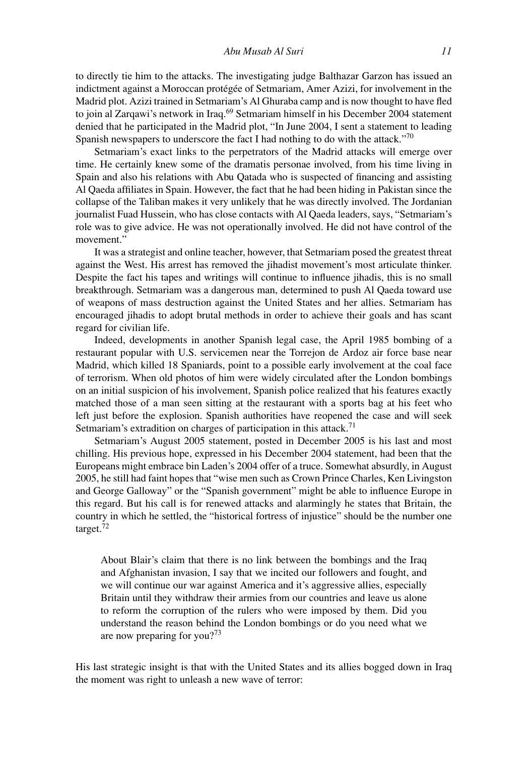to directly tie him to the attacks. The investigating judge Balthazar Garzon has issued an indictment against a Moroccan protégée of Setmariam, Amer Azizi, for involvement in the Madrid plot. Azizi trained in Setmariam's Al Ghuraba camp and is now thought to have fled to join al Zarqawi's network in Iraq.[69] Setmariam himself in his December 2004 statement denied that he participated in the Madrid plot, "In June 2004, I sent a statement to leading Spanish newspapers to underscore the fact I had nothing to do with the attack."[70]

Setmariam's exact links to the perpetrators of the Madrid attacks will emerge over time. He certainly knew some of the dramatis personae involved, from his time living in Spain and also his relations with Abu Qatada who is suspected of financing and assisting Al Qaeda affiliates in Spain. However, the fact that he had been hiding in Pakistan since the collapse of the Taliban makes it very unlikely that he was directly involved. The Jordanian journalist Fuad Hussein, who has close contacts with Al Qaeda leaders, says, "Setmariam's role was to give advice. He was not operationally involved. He did not have control of the movement."

It was a strategist and online teacher, however, that Setmariam posed the greatest threat against the West. His arrest has removed the jihadist movement's most articulate thinker. Despite the fact his tapes and writings will continue to influence jihadis, this is no small breakthrough. Setmariam was a dangerous man, determined to push Al Qaeda toward use of weapons of mass destruction against the United States and her allies. Setmariam has encouraged jihadis to adopt brutal methods in order to achieve their goals and has scant regard for civilian life.

Indeed, developments in another Spanish legal case, the April 1985 bombing of a restaurant popular with U.S. servicemen near the Torrejon de Ardoz air force base near Madrid, which killed 18 Spaniards, point to a possible early involvement at the coal face of terrorism. When old photos of him were widely circulated after the London bombings on an initial suspicion of his involvement, Spanish police realized that his features exactly matched those of a man seen sitting at the restaurant with a sports bag at his feet who left just before the explosion. Spanish authorities have reopened the case and will seek Setmariam's extradition on charges of participation in this attack.[71]

Setmariam's August 2005 statement, posted in December 2005 is his last and most chilling. His previous hope, expressed in his December 2004 statement, had been that the Europeans might embrace bin Laden's 2004 offer of a truce. Somewhat absurdly, in August 2005, he still had faint hopes that "wise men such as Crown Prince Charles, Ken Livingston and George Galloway" or the "Spanish government" might be able to influence Europe in this regard. But his call is for renewed attacks and alarmingly he states that Britain, the country in which he settled, the "historical fortress of injustice" should be the number one target.[72]

> About Blair's claim that there is no link between the bombings and the Iraq and Afghanistan invasion, I say that we incited our followers and fought, and we will continue our war against America and it's aggressive allies, especially Britain until they withdraw their armies from our countries and leave us alone to reform the corruption of the rulers who were imposed by them. Did you understand the reason behind the London bombings or do you need what we are now preparing for you?[73]

His last strategic insight is that with the United States and its allies bogged down in Iraq the moment was right to unleash a new wave of terror: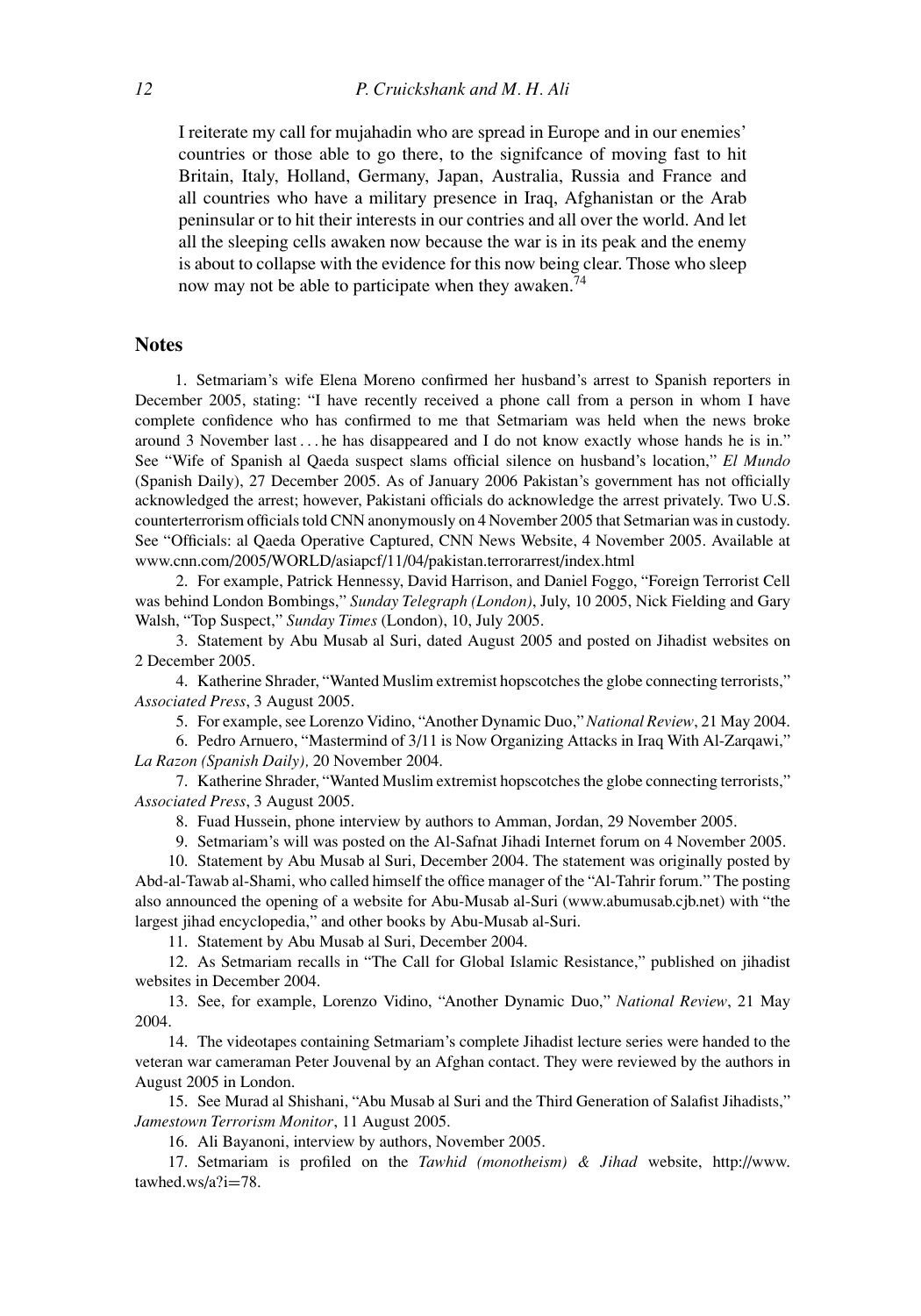> I reiterate my call for mujahadin who are spread in Europe and in our enemies' countries or those able to go there, to the signifcance of moving fast to hit Britain, Italy, Holland, Germany, Japan, Australia, Russia and France and all countries who have a military presence in Iraq, Afghanistan or the Arab peninsular or to hit their interests in our contries and all over the world. And let all the sleeping cells awaken now because the war is in its peak and the enemy is about to collapse with the evidence for this now being clear. Those who sleep now may not be able to participate when they awaken.[74]

## Notes

1. Setmariam's wife Elena Moreno confirmed her husband's arrest to Spanish reporters in December 2005, stating: "I have recently received a phone call from a person in whom I have complete confidence who has confirmed to me that Setmariam was held when the news broke around 3 November last . . . he has disappeared and I do not know exactly whose hands he is in." See "Wife of Spanish al Qaeda suspect slams official silence on husband's location," *El Mundo* (Spanish Daily), 27 December 2005. As of January 2006 Pakistan's government has not officially acknowledged the arrest; however, Pakistani officials do acknowledge the arrest privately. Two U.S. counterterrorism officials told CNN anonymously on 4 November 2005 that Setmarian was in custody. See "Officials: al Qaeda Operative Captured, CNN News Website, 4 November 2005. Available at www.cnn.com/2005/WORLD/asiapcf/11/04/pakistan.terrorarrest/index.html

2. For example, Patrick Hennessy, David Harrison, and Daniel Foggo, "Foreign Terrorist Cell was behind London Bombings," *Sunday Telegraph (London)*, July, 10 2005, Nick Fielding and Gary Walsh, "Top Suspect," *Sunday Times* (London), 10, July 2005.

3. Statement by Abu Musab al Suri, dated August 2005 and posted on Jihadist websites on 2 December 2005.

4. Katherine Shrader, "Wanted Muslim extremist hopscotches the globe connecting terrorists," *Associated Press*, 3 August 2005.

5. For example, see Lorenzo Vidino, "Another Dynamic Duo," *National Review*, 21 May 2004.

6. Pedro Arnuero, "Mastermind of 3/11 is Now Organizing Attacks in Iraq With Al-Zarqawi," *La Razon (Spanish Daily),* 20 November 2004.

7. Katherine Shrader, "Wanted Muslim extremist hopscotches the globe connecting terrorists," *Associated Press*, 3 August 2005.

8. Fuad Hussein, phone interview by authors to Amman, Jordan, 29 November 2005.

9. Setmariam's will was posted on the Al-Safnat Jihadi Internet forum on 4 November 2005.

10. Statement by Abu Musab al Suri, December 2004. The statement was originally posted by Abd-al-Tawab al-Shami, who called himself the office manager of the "Al-Tahrir forum." The posting also announced the opening of a website for Abu-Musab al-Suri (www.abumusab.cjb.net) with "the largest jihad encyclopedia," and other books by Abu-Musab al-Suri.

11. Statement by Abu Musab al Suri, December 2004.

12. As Setmariam recalls in "The Call for Global Islamic Resistance," published on jihadist websites in December 2004.

13. See, for example, Lorenzo Vidino, "Another Dynamic Duo," *National Review*, 21 May 2004.

14. The videotapes containing Setmariam's complete Jihadist lecture series were handed to the veteran war cameraman Peter Jouvenal by an Afghan contact. They were reviewed by the authors in August 2005 in London.

15. See Murad al Shishani, "Abu Musab al Suri and the Third Generation of Salafist Jihadists," *Jamestown Terrorism Monitor*, 11 August 2005.

16. Ali Bayanoni, interview by authors, November 2005.

17. Setmariam is profiled on the *Tawhid (monotheism) & Jihad* website, http://www.tawhed.ws/a?i=78.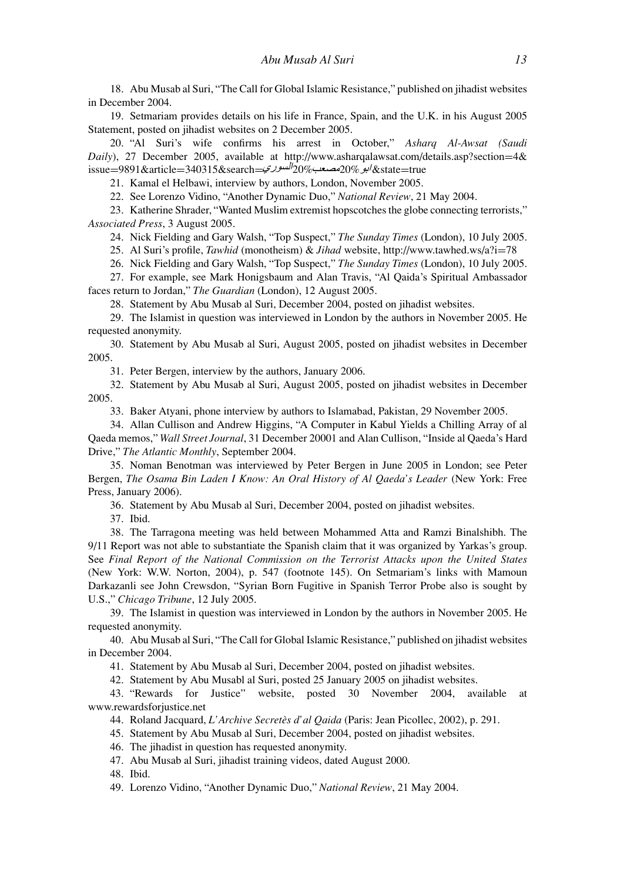18. Abu Musab al Suri, "The Call for Global Islamic Resistance," published on jihadist websites in December 2004.

19. Setmariam provides details on his life in France, Spain, and the U.K. in his August 2005 Statement, posted on jihadist websites on 2 December 2005.

20. "Al Suri's wife confirms his arrest in October," *Asharq Al-Awsat (Saudi Daily)*, 27 December 2005, available at http://www.asharqalawsat.com/details.asp?section=4&issue=9891&article=340315&search=ابو%20مصعب%20السوري&state=true

21. Kamal el Helbawi, interview by authors, London, November 2005.

22. See Lorenzo Vidino, "Another Dynamic Duo," *National Review*, 21 May 2004.

23. Katherine Shrader, "Wanted Muslim extremist hopscotches the globe connecting terrorists," *Associated Press*, 3 August 2005.

24. Nick Fielding and Gary Walsh, "Top Suspect," *The Sunday Times* (London), 10 July 2005.

25. Al Suri's profile, *Tawhid* (monotheism) & *Jihad* website, http://www.tawhed.ws/a?i=78

26. Nick Fielding and Gary Walsh, "Top Suspect," *The Sunday Times* (London), 10 July 2005.

27. For example, see Mark Honigsbaum and Alan Travis, "Al Qaida's Spiritual Ambassador faces return to Jordan," *The Guardian* (London), 12 August 2005.

28. Statement by Abu Musab al Suri, December 2004, posted on jihadist websites.

29. The Islamist in question was interviewed in London by the authors in November 2005. He requested anonymity.

30. Statement by Abu Musab al Suri, August 2005, posted on jihadist websites in December 2005.

31. Peter Bergen, interview by the authors, January 2006.

32. Statement by Abu Musab al Suri, August 2005, posted on jihadist websites in December 2005.

33. Baker Atyani, phone interview by authors to Islamabad, Pakistan, 29 November 2005.

34. Allan Cullison and Andrew Higgins, "A Computer in Kabul Yields a Chilling Array of al Qaeda memos," *Wall Street Journal*, 31 December 20001 and Alan Cullison, "Inside al Qaeda's Hard Drive," *The Atlantic Monthly*, September 2004.

35. Noman Benotman was interviewed by Peter Bergen in June 2005 in London; see Peter Bergen, *The Osama Bin Laden I Know: An Oral History of Al Qaeda's Leader* (New York: Free Press, January 2006).

36. Statement by Abu Musab al Suri, December 2004, posted on jihadist websites.

37. Ibid.

38. The Tarragona meeting was held between Mohammed Atta and Ramzi Binalshibh. The 9/11 Report was not able to substantiate the Spanish claim that it was organized by Yarkas's group. See *Final Report of the National Commission on the Terrorist Attacks upon the United States* (New York: W.W. Norton, 2004), p. 547 (footnote 145). On Setmariam's links with Mamoun Darkazanli see John Crewsdon, "Syrian Born Fugitive in Spanish Terror Probe also is sought by U.S.," *Chicago Tribune*, 12 July 2005.

39. The Islamist in question was interviewed in London by the authors in November 2005. He requested anonymity.

40. Abu Musab al Suri, "The Call for Global Islamic Resistance," published on jihadist websites in December 2004.

41. Statement by Abu Musab al Suri, December 2004, posted on jihadist websites.

42. Statement by Abu Musabl al Suri, posted 25 January 2005 on jihadist websites.

43. "Rewards for Justice" website, posted 30 November 2004, available at www.rewardsforjustice.net

44. Roland Jacquard, *L'Archive Secretès d'al Qaida* (Paris: Jean Picollec, 2002), p. 291.

45. Statement by Abu Musab al Suri, December 2004, posted on jihadist websites.

46. The jihadist in question has requested anonymity.

47. Abu Musab al Suri, jihadist training videos, dated August 2000.

48. Ibid.

49. Lorenzo Vidino, "Another Dynamic Duo," *National Review*, 21 May 2004.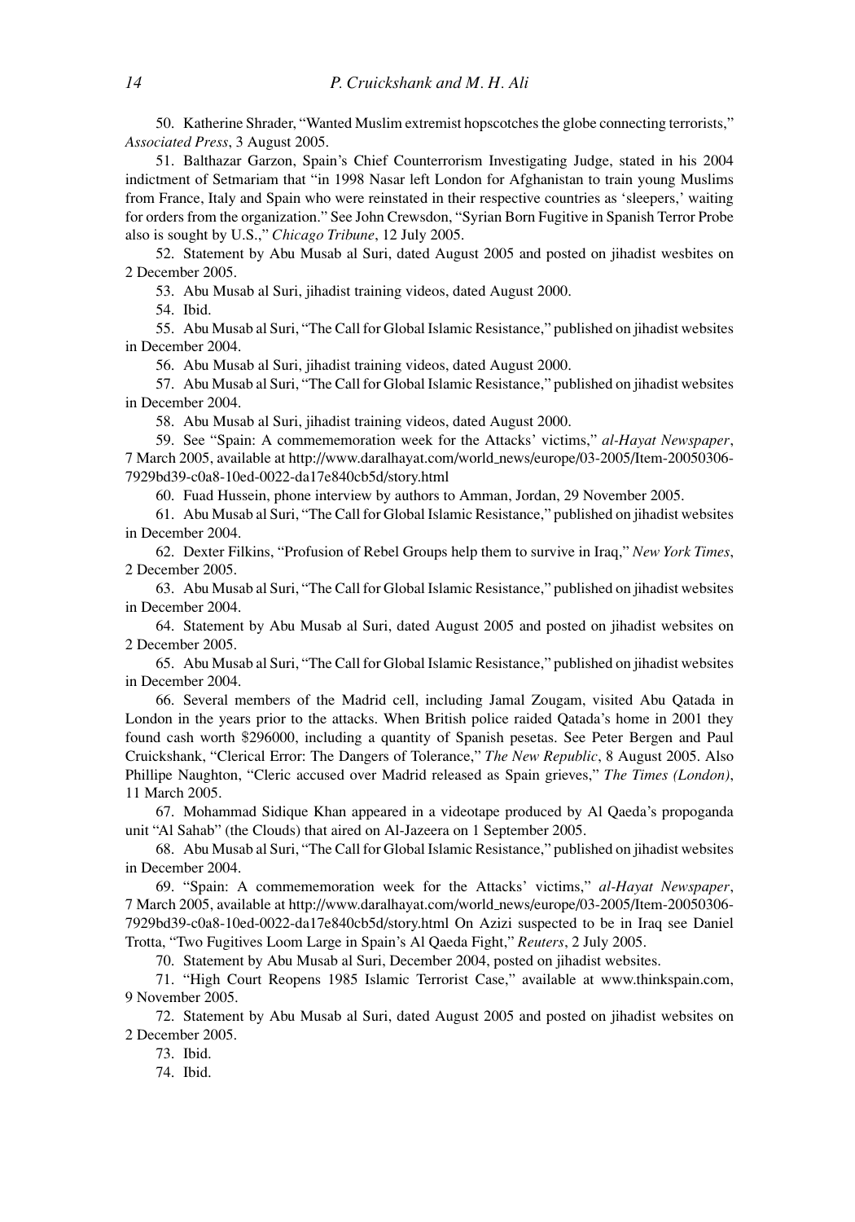50. Katherine Shrader, "Wanted Muslim extremist hopscotches the globe connecting terrorists," *Associated Press*, 3 August 2005.

51. Balthazar Garzon, Spain's Chief Counterrorism Investigating Judge, stated in his 2004 indictment of Setmariam that "in 1998 Nasar left London for Afghanistan to train young Muslims from France, Italy and Spain who were reinstated in their respective countries as 'sleepers,' waiting for orders from the organization." See John Crewsdon, "Syrian Born Fugitive in Spanish Terror Probe also is sought by U.S.," *Chicago Tribune*, 12 July 2005.

52. Statement by Abu Musab al Suri, dated August 2005 and posted on jihadist wesbites on 2 December 2005.

53. Abu Musab al Suri, jihadist training videos, dated August 2000.

54. Ibid.

55. Abu Musab al Suri, "The Call for Global Islamic Resistance," published on jihadist websites in December 2004.

56. Abu Musab al Suri, jihadist training videos, dated August 2000.

57. Abu Musab al Suri, "The Call for Global Islamic Resistance," published on jihadist websites in December 2004.

58. Abu Musab al Suri, jihadist training videos, dated August 2000.

59. See "Spain: A commememoration week for the Attacks' victims," *al-Hayat Newspaper*, 7 March 2005, available at http://www.daralhayat.com/world_news/europe/03-2005/Item-20050306-7929bd39-c0a8-10ed-0022-da17e840cb5d/story.html

60. Fuad Hussein, phone interview by authors to Amman, Jordan, 29 November 2005.

61. Abu Musab al Suri, "The Call for Global Islamic Resistance," published on jihadist websites in December 2004.

62. Dexter Filkins, "Profusion of Rebel Groups help them to survive in Iraq," *New York Times*, 2 December 2005.

63. Abu Musab al Suri, "The Call for Global Islamic Resistance," published on jihadist websites in December 2004.

64. Statement by Abu Musab al Suri, dated August 2005 and posted on jihadist websites on 2 December 2005.

65. Abu Musab al Suri, "The Call for Global Islamic Resistance," published on jihadist websites in December 2004.

66. Several members of the Madrid cell, including Jamal Zougam, visited Abu Qatada in London in the years prior to the attacks. When British police raided Qatada's home in 2001 they found cash worth $296000, including a quantity of Spanish pesetas. See Peter Bergen and Paul Cruickshank, "Clerical Error: The Dangers of Tolerance," *The New Republic*, 8 August 2005. Also Phillipe Naughton, "Cleric accused over Madrid released as Spain grieves," *The Times (London)*, 11 March 2005.

67. Mohammad Sidique Khan appeared in a videotape produced by Al Qaeda's propoganda unit "Al Sahab" (the Clouds) that aired on Al-Jazeera on 1 September 2005.

68. Abu Musab al Suri, "The Call for Global Islamic Resistance," published on jihadist websites in December 2004.

69. "Spain: A commememoration week for the Attacks' victims," *al-Hayat Newspaper*, 7 March 2005, available at http://www.daralhayat.com/world_news/europe/03-2005/Item-20050306-7929bd39-c0a8-10ed-0022-da17e840cb5d/story.html On Azizi suspected to be in Iraq see Daniel Trotta, "Two Fugitives Loom Large in Spain's Al Qaeda Fight," *Reuters*, 2 July 2005.

70. Statement by Abu Musab al Suri, December 2004, posted on jihadist websites.

71. "High Court Reopens 1985 Islamic Terrorist Case," available at www.thinkspain.com, 9 November 2005.

72. Statement by Abu Musab al Suri, dated August 2005 and posted on jihadist websites on 2 December 2005.

73. Ibid.

74. Ibid.